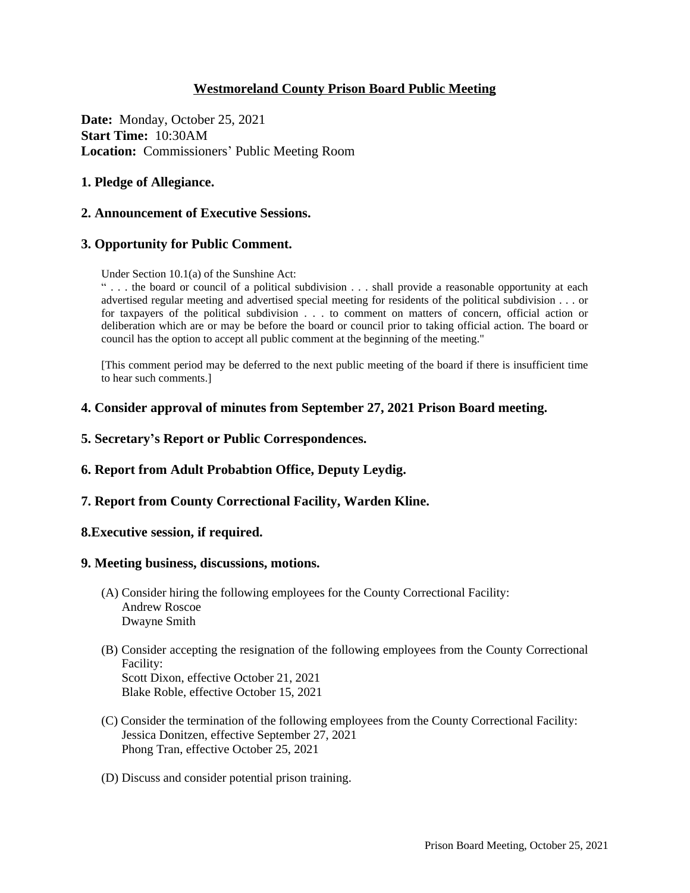# Westmoreland County Prison Board Public Meeting

**Date:** Monday, October 25, 2021
**Start Time:** 10:30AM
**Location:** Commissioners' Public Meeting Room

## 1. Pledge of Allegiance.

## 2. Announcement of Executive Sessions.

## 3. Opportunity for Public Comment.

Under Section 10.1(a) of the Sunshine Act:

" . . . the board or council of a political subdivision . . . shall provide a reasonable opportunity at each advertised regular meeting and advertised special meeting for residents of the political subdivision . . . or for taxpayers of the political subdivision . . . to comment on matters of concern, official action or deliberation which are or may be before the board or council prior to taking official action. The board or council has the option to accept all public comment at the beginning of the meeting."

[This comment period may be deferred to the next public meeting of the board if there is insufficient time to hear such comments.]

## 4. Consider approval of minutes from September 27, 2021 Prison Board meeting.

## 5. Secretary's Report or Public Correspondences.

## 6. Report from Adult Probabtion Office, Deputy Leydig.

## 7. Report from County Correctional Facility, Warden Kline.

## 8.Executive session, if required.

## 9. Meeting business, discussions, motions.

(A) Consider hiring the following employees for the County Correctional Facility:
Andrew Roscoe
Dwayne Smith

(B) Consider accepting the resignation of the following employees from the County Correctional Facility:
Scott Dixon, effective October 21, 2021
Blake Roble, effective October 15, 2021

(C) Consider the termination of the following employees from the County Correctional Facility:
Jessica Donitzen, effective September 27, 2021
Phong Tran, effective October 25, 2021

(D) Discuss and consider potential prison training.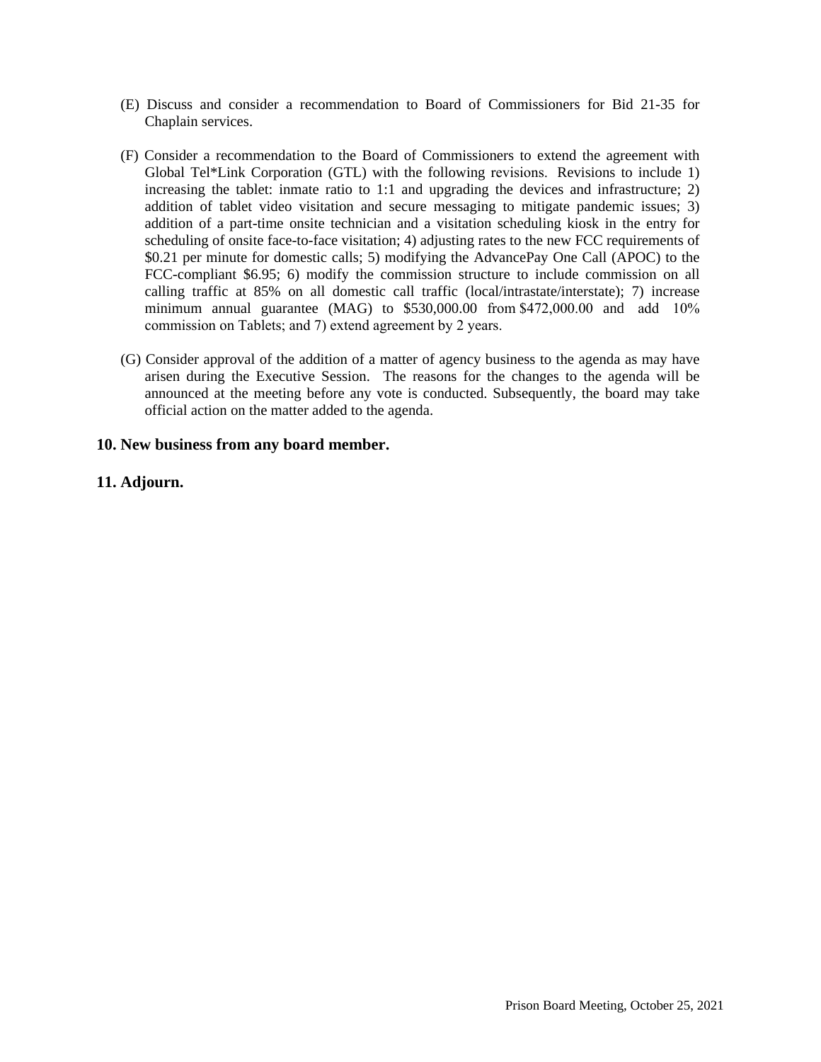(E) Discuss and consider a recommendation to Board of Commissioners for Bid 21-35 for Chaplain services.

(F) Consider a recommendation to the Board of Commissioners to extend the agreement with Global Tel*Link Corporation (GTL) with the following revisions. Revisions to include 1) increasing the tablet: inmate ratio to 1:1 and upgrading the devices and infrastructure; 2) addition of tablet video visitation and secure messaging to mitigate pandemic issues; 3) addition of a part-time onsite technician and a visitation scheduling kiosk in the entry for scheduling of onsite face-to-face visitation; 4) adjusting rates to the new FCC requirements of \$0.21 per minute for domestic calls; 5) modifying the AdvancePay One Call (APOC) to the FCC-compliant \$6.95; 6) modify the commission structure to include commission on all calling traffic at 85% on all domestic call traffic (local/intrastate/interstate); 7) increase minimum annual guarantee (MAG) to \$530,000.00 from \$472,000.00 and add 10% commission on Tablets; and 7) extend agreement by 2 years.

(G) Consider approval of the addition of a matter of agency business to the agenda as may have arisen during the Executive Session. The reasons for the changes to the agenda will be announced at the meeting before any vote is conducted. Subsequently, the board may take official action on the matter added to the agenda.

**10. New business from any board member.**

**11. Adjourn.**